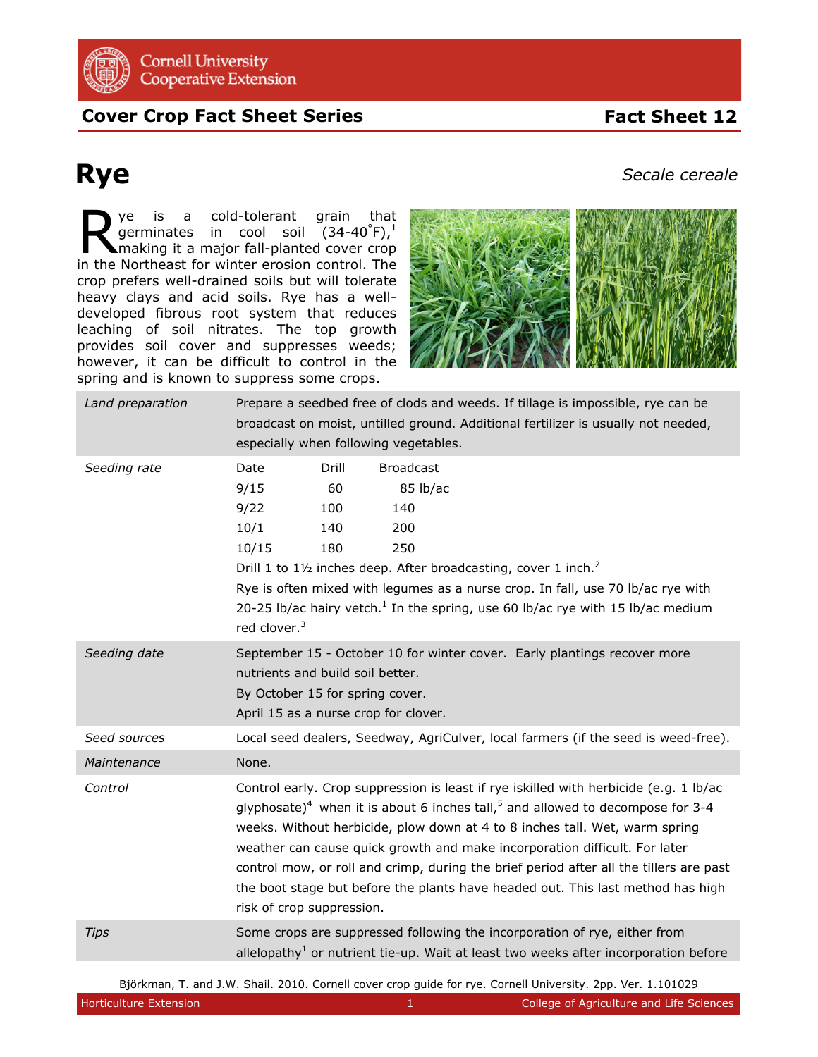Cornell University Cooperative Extension

**Cover Crop Fact Sheet Series** **Fact Sheet 12**

# Rye

*Secale cereale*

Rye is a cold-tolerant grain that germinates in cool soil (34-40°F),[1] making it a major fall-planted cover crop in the Northeast for winter erosion control. The crop prefers well-drained soils but will tolerate heavy clays and acid soils. Rye has a well-developed fibrous root system that reduces leaching of soil nitrates. The top growth provides soil cover and suppresses weeds; however, it can be difficult to control in the spring and is known to suppress some crops.

| | |
|---|---|
| *Land preparation* | Prepare a seedbed free of clods and weeds. If tillage is impossible, rye can be broadcast on moist, untilled ground. Additional fertilizer is usually not needed, especially when following vegetables. |
| *Seeding rate* | <u>Date</u> / <u>Drill</u> / <u>Broadcast</u><br>9/15 — 60 — 85 lb/ac<br>9/22 — 100 — 140<br>10/1 — 140 — 200<br>10/15 — 180 — 250<br>Drill 1 to 1½ inches deep. After broadcasting, cover 1 inch.[2]<br>Rye is often mixed with legumes as a nurse crop. In fall, use 70 lb/ac rye with 20-25 lb/ac hairy vetch.[1] In the spring, use 60 lb/ac rye with 15 lb/ac medium red clover.[3] |
| *Seeding date* | September 15 - October 10 for winter cover. Early plantings recover more nutrients and build soil better.<br>By October 15 for spring cover.<br>April 15 as a nurse crop for clover. |
| *Seed sources* | Local seed dealers, Seedway, AgriCulver, local farmers (if the seed is weed-free). |
| *Maintenance* | None. |
| *Control* | Control early. Crop suppression is least if rye iskilled with herbicide (e.g. 1 lb/ac glyphosate)[4] when it is about 6 inches tall,[5] and allowed to decompose for 3-4 weeks. Without herbicide, plow down at 4 to 8 inches tall. Wet, warm spring weather can cause quick growth and make incorporation difficult. For later control mow, or roll and crimp, during the brief period after all the tillers are past the boot stage but before the plants have headed out. This last method has high risk of crop suppression. |
| *Tips* | Some crops are suppressed following the incorporation of rye, either from allelopathy[1] or nutrient tie-up. Wait at least two weeks after incorporation before |

Björkman, T. and J.W. Shail. 2010. Cornell cover crop guide for rye. Cornell University. 2pp. Ver. 1.101029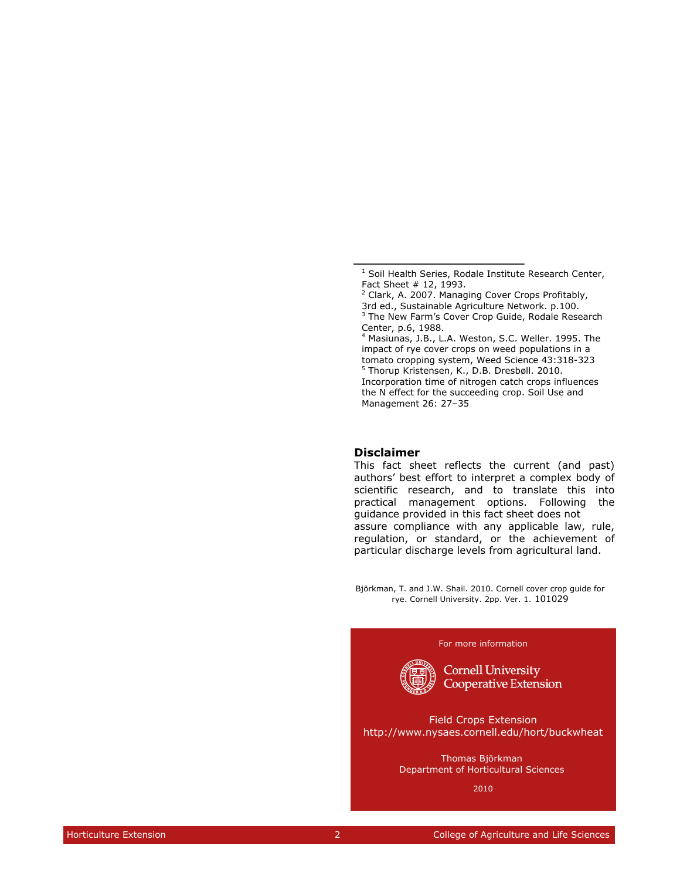[1] Soil Health Series, Rodale Institute Research Center, Fact Sheet # 12, 1993.
[2] Clark, A. 2007. Managing Cover Crops Profitably, 3rd ed., Sustainable Agriculture Network. p.100.
[3] The New Farm's Cover Crop Guide, Rodale Research Center, p.6, 1988.
[4] Masiunas, J.B., L.A. Weston, S.C. Weller. 1995. The impact of rye cover crops on weed populations in a tomato cropping system, Weed Science 43:318-323
[5] Thorup Kristensen, K., D.B. Dresbøll. 2010. Incorporation time of nitrogen catch crops influences the N effect for the succeeding crop. Soil Use and Management 26: 27–35

**Disclaimer**

This fact sheet reflects the current (and past) authors' best effort to interpret a complex body of scientific research, and to translate this into practical management options. Following the guidance provided in this fact sheet does not assure compliance with any applicable law, rule, regulation, or standard, or the achievement of particular discharge levels from agricultural land.

Björkman, T. and J.W. Shail. 2010. Cornell cover crop guide for rye. Cornell University. 2pp. Ver. 1. 101029

For more information

Cornell University Cooperative Extension

Field Crops Extension
http://www.nysaes.cornell.edu/hort/buckwheat

Thomas Björkman
Department of Horticultural Sciences

2010